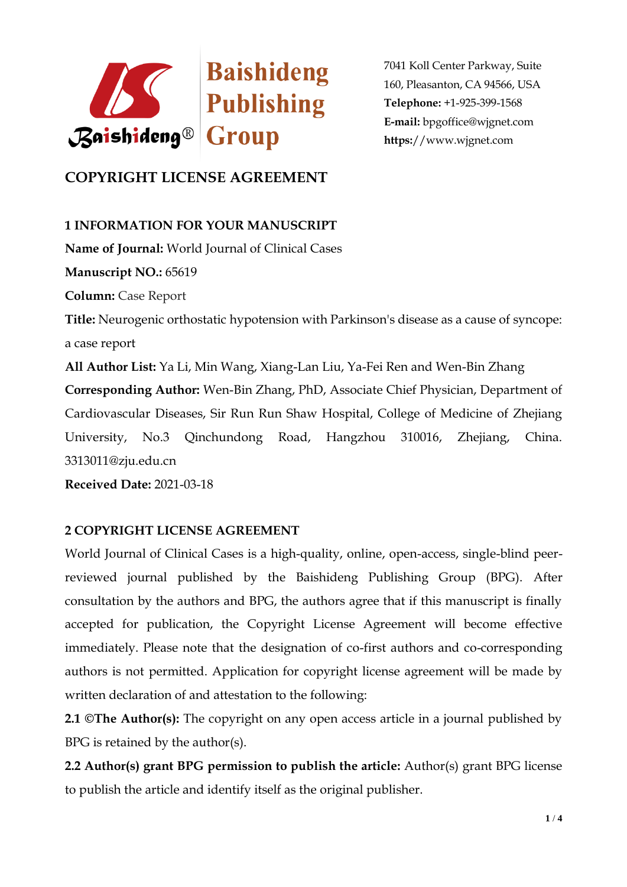Baishideng Publishing Group

7041 Koll Center Parkway, Suite 160, Pleasanton, CA 94566, USA
**Telephone:** +1-925-399-1568
**E-mail:** bpgoffice@wjgnet.com
**https:**//www.wjgnet.com

# COPYRIGHT LICENSE AGREEMENT

## 1 INFORMATION FOR YOUR MANUSCRIPT

**Name of Journal:** World Journal of Clinical Cases

**Manuscript NO.:** 65619

**Column:** Case Report

**Title:** Neurogenic orthostatic hypotension with Parkinson's disease as a cause of syncope: a case report

**All Author List:** Ya Li, Min Wang, Xiang-Lan Liu, Ya-Fei Ren and Wen-Bin Zhang

**Corresponding Author:** Wen-Bin Zhang, PhD, Associate Chief Physician, Department of Cardiovascular Diseases, Sir Run Run Shaw Hospital, College of Medicine of Zhejiang University, No.3 Qinchundong Road, Hangzhou 310016, Zhejiang, China. 3313011@zju.edu.cn

**Received Date:** 2021-03-18

## 2 COPYRIGHT LICENSE AGREEMENT

World Journal of Clinical Cases is a high-quality, online, open-access, single-blind peer-reviewed journal published by the Baishideng Publishing Group (BPG). After consultation by the authors and BPG, the authors agree that if this manuscript is finally accepted for publication, the Copyright License Agreement will become effective immediately. Please note that the designation of co-first authors and co-corresponding authors is not permitted. Application for copyright license agreement will be made by written declaration of and attestation to the following:

**2.1 ©The Author(s):** The copyright on any open access article in a journal published by BPG is retained by the author(s).

**2.2 Author(s) grant BPG permission to publish the article:** Author(s) grant BPG license to publish the article and identify itself as the original publisher.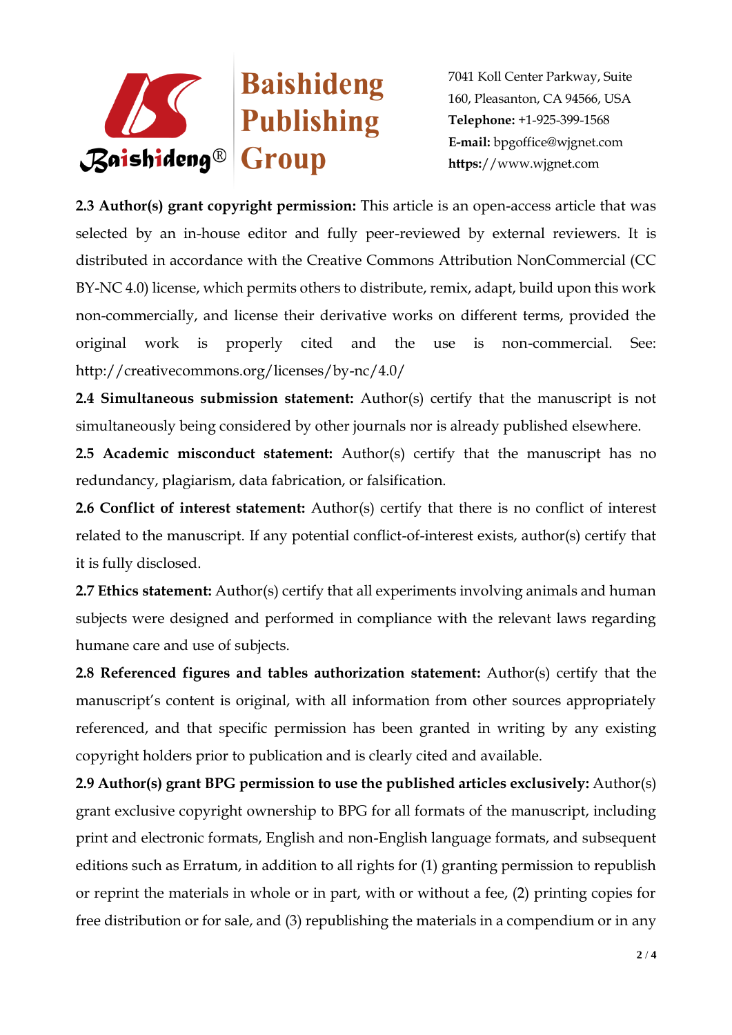**2.3 Author(s) grant copyright permission:** This article is an open-access article that was selected by an in-house editor and fully peer-reviewed by external reviewers. It is distributed in accordance with the Creative Commons Attribution NonCommercial (CC BY-NC 4.0) license, which permits others to distribute, remix, adapt, build upon this work non-commercially, and license their derivative works on different terms, provided the original work is properly cited and the use is non-commercial. See: http://creativecommons.org/licenses/by-nc/4.0/

**2.4 Simultaneous submission statement:** Author(s) certify that the manuscript is not simultaneously being considered by other journals nor is already published elsewhere.

**2.5 Academic misconduct statement:** Author(s) certify that the manuscript has no redundancy, plagiarism, data fabrication, or falsification.

**2.6 Conflict of interest statement:** Author(s) certify that there is no conflict of interest related to the manuscript. If any potential conflict-of-interest exists, author(s) certify that it is fully disclosed.

**2.7 Ethics statement:** Author(s) certify that all experiments involving animals and human subjects were designed and performed in compliance with the relevant laws regarding humane care and use of subjects.

**2.8 Referenced figures and tables authorization statement:** Author(s) certify that the manuscript's content is original, with all information from other sources appropriately referenced, and that specific permission has been granted in writing by any existing copyright holders prior to publication and is clearly cited and available.

**2.9 Author(s) grant BPG permission to use the published articles exclusively:** Author(s) grant exclusive copyright ownership to BPG for all formats of the manuscript, including print and electronic formats, English and non-English language formats, and subsequent editions such as Erratum, in addition to all rights for (1) granting permission to republish or reprint the materials in whole or in part, with or without a fee, (2) printing copies for free distribution or for sale, and (3) republishing the materials in a compendium or in any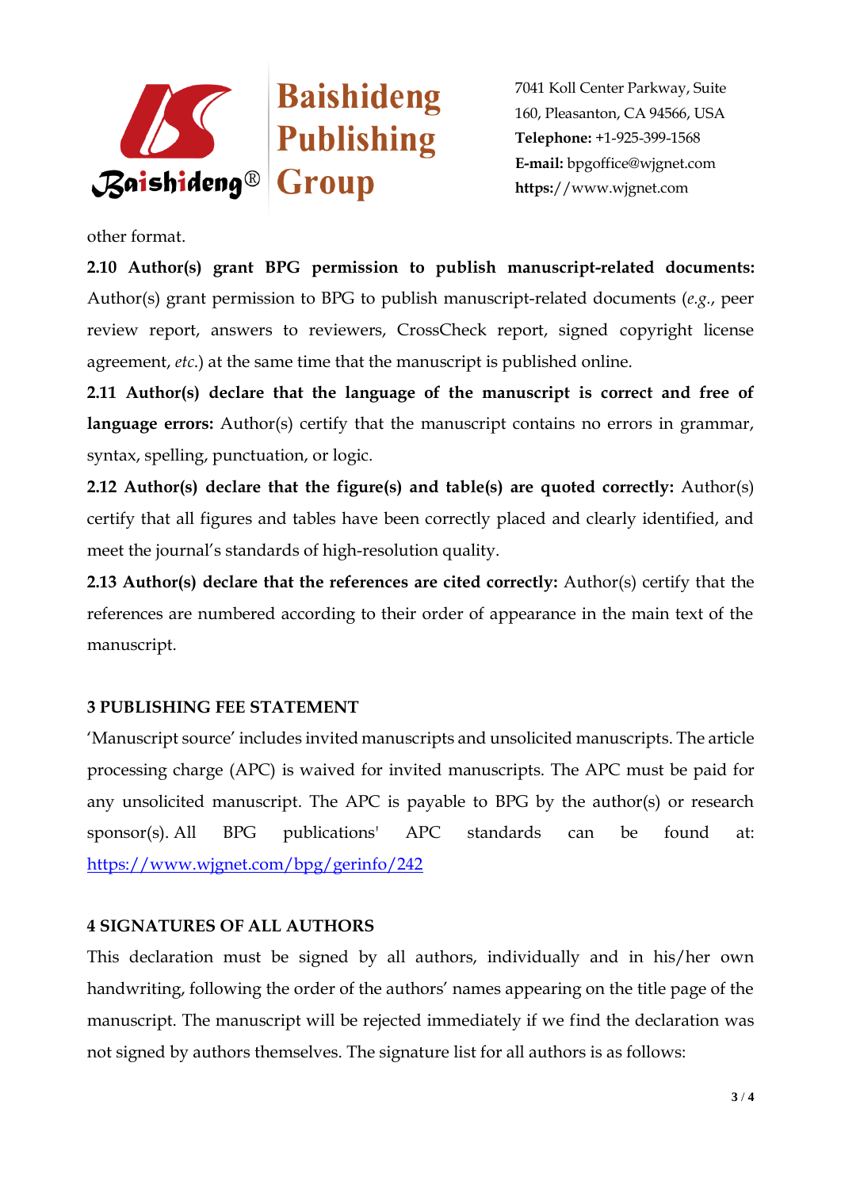other format.

**2.10 Author(s) grant BPG permission to publish manuscript-related documents:** Author(s) grant permission to BPG to publish manuscript-related documents (*e.g.*, peer review report, answers to reviewers, CrossCheck report, signed copyright license agreement, *etc.*) at the same time that the manuscript is published online.

**2.11 Author(s) declare that the language of the manuscript is correct and free of language errors:** Author(s) certify that the manuscript contains no errors in grammar, syntax, spelling, punctuation, or logic.

**2.12 Author(s) declare that the figure(s) and table(s) are quoted correctly:** Author(s) certify that all figures and tables have been correctly placed and clearly identified, and meet the journal's standards of high-resolution quality.

**2.13 Author(s) declare that the references are cited correctly:** Author(s) certify that the references are numbered according to their order of appearance in the main text of the manuscript.

## 3 PUBLISHING FEE STATEMENT

'Manuscript source' includes invited manuscripts and unsolicited manuscripts. The article processing charge (APC) is waived for invited manuscripts. The APC must be paid for any unsolicited manuscript. The APC is payable to BPG by the author(s) or research sponsor(s). All BPG publications' APC standards can be found at: [https://www.wjgnet.com/bpg/gerinfo/242](https://www.wjgnet.com/bpg/gerinfo/242)

## 4 SIGNATURES OF ALL AUTHORS

This declaration must be signed by all authors, individually and in his/her own handwriting, following the order of the authors' names appearing on the title page of the manuscript. The manuscript will be rejected immediately if we find the declaration was not signed by authors themselves. The signature list for all authors is as follows: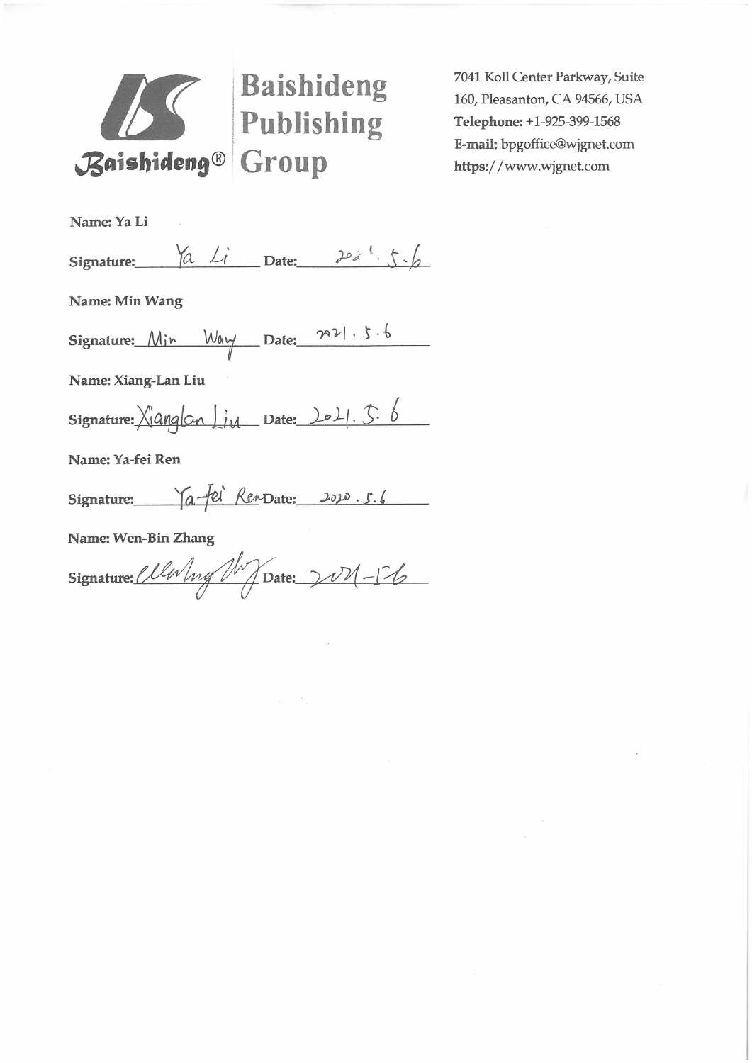**Baishideng Publishing Group**

7041 Koll Center Parkway, Suite 160, Pleasanton, CA 94566, USA
**Telephone:** +1-925-399-1568
**E-mail:** bpgoffice@wjgnet.com
**https:**//www.wjgnet.com

**Name: Ya Li**

**Signature:** Ya Li **Date:** 2021.5.6

**Name: Min Wang**

**Signature:** Min Wang **Date:** 2021.5.6

**Name: Xiang-Lan Liu**

**Signature:** Xianglan Liu **Date:** 2021.5.6

**Name: Ya-fei Ren**

**Signature:** Ya-fei Ren **Date:** 2020.5.6

**Name: Wen-Bin Zhang**

**Signature:** Wenbing Zhang **Date:** 2021-5-6